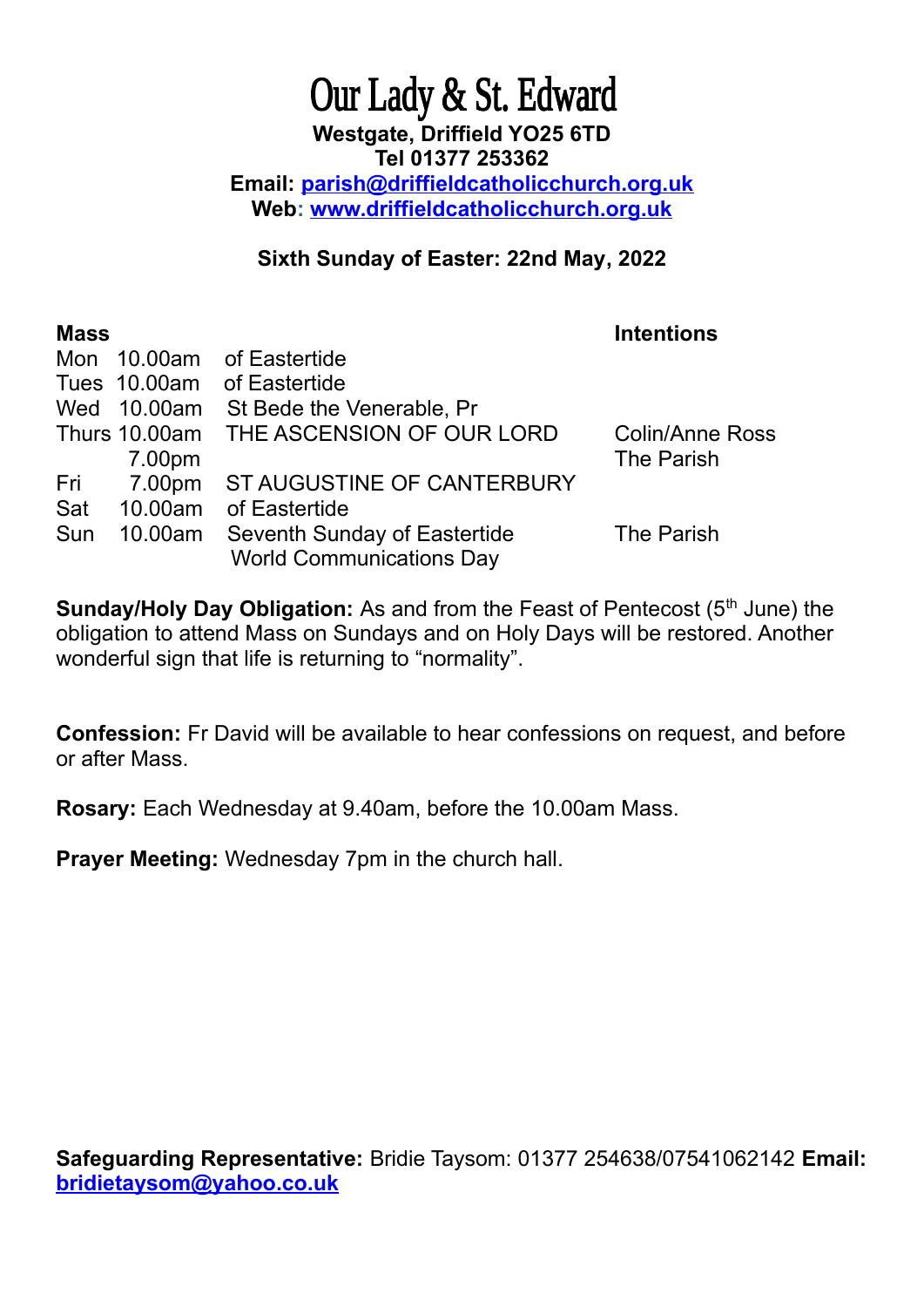# Our Lady & St. Edward

**Westgate, Driffield YO25 6TD**
**Tel 01377 253362**
**Email: parish@driffieldcatholicchurch.org.uk**
**Web: www.driffieldcatholicchurch.org.uk**

**Sixth Sunday of Easter: 22nd May, 2022**

| **Mass** | | | **Intentions** |
|---|---|---|---|
| Mon | 10.00am | of Eastertide | |
| Tues | 10.00am | of Eastertide | |
| Wed | 10.00am | St Bede the Venerable, Pr | |
| Thurs | 10.00am | THE ASCENSION OF OUR LORD | Colin/Anne Ross |
| | 7.00pm | | The Parish |
| Fri | 7.00pm | ST AUGUSTINE OF CANTERBURY | |
| Sat | 10.00am | of Eastertide | |
| Sun | 10.00am | Seventh Sunday of Eastertide<br>World Communications Day | The Parish |

**Sunday/Holy Day Obligation:** As and from the Feast of Pentecost (5th June) the obligation to attend Mass on Sundays and on Holy Days will be restored. Another wonderful sign that life is returning to "normality".

**Confession:** Fr David will be available to hear confessions on request, and before or after Mass.

**Rosary:** Each Wednesday at 9.40am, before the 10.00am Mass.

**Prayer Meeting:** Wednesday 7pm in the church hall.

**Safeguarding Representative:** Bridie Taysom: 01377 254638/07541062142 **Email:** bridietaysom@yahoo.co.uk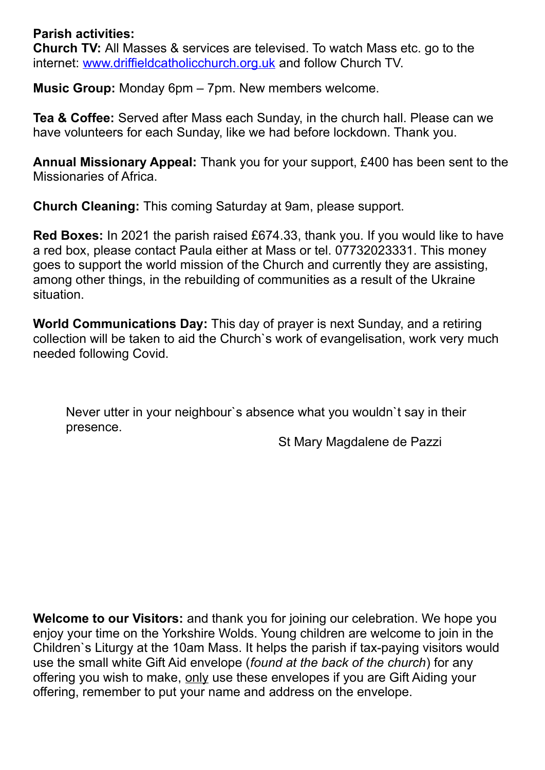**Parish activities:**

**Church TV:** All Masses & services are televised. To watch Mass etc. go to the internet: www.driffieldcatholicchurch.org.uk and follow Church TV.

**Music Group:** Monday 6pm – 7pm. New members welcome.

**Tea & Coffee:** Served after Mass each Sunday, in the church hall. Please can we have volunteers for each Sunday, like we had before lockdown. Thank you.

**Annual Missionary Appeal:** Thank you for your support, £400 has been sent to the Missionaries of Africa.

**Church Cleaning:** This coming Saturday at 9am, please support.

**Red Boxes:** In 2021 the parish raised £674.33, thank you. If you would like to have a red box, please contact Paula either at Mass or tel. 07732023331. This money goes to support the world mission of the Church and currently they are assisting, among other things, in the rebuilding of communities as a result of the Ukraine situation.

**World Communications Day:** This day of prayer is next Sunday, and a retiring collection will be taken to aid the Church`s work of evangelisation, work very much needed following Covid.

Never utter in your neighbour`s absence what you wouldn`t say in their presence.

St Mary Magdalene de Pazzi

**Welcome to our Visitors:** and thank you for joining our celebration. We hope you enjoy your time on the Yorkshire Wolds. Young children are welcome to join in the Children`s Liturgy at the 10am Mass. It helps the parish if tax-paying visitors would use the small white Gift Aid envelope (*found at the back of the church*) for any offering you wish to make, only use these envelopes if you are Gift Aiding your offering, remember to put your name and address on the envelope.